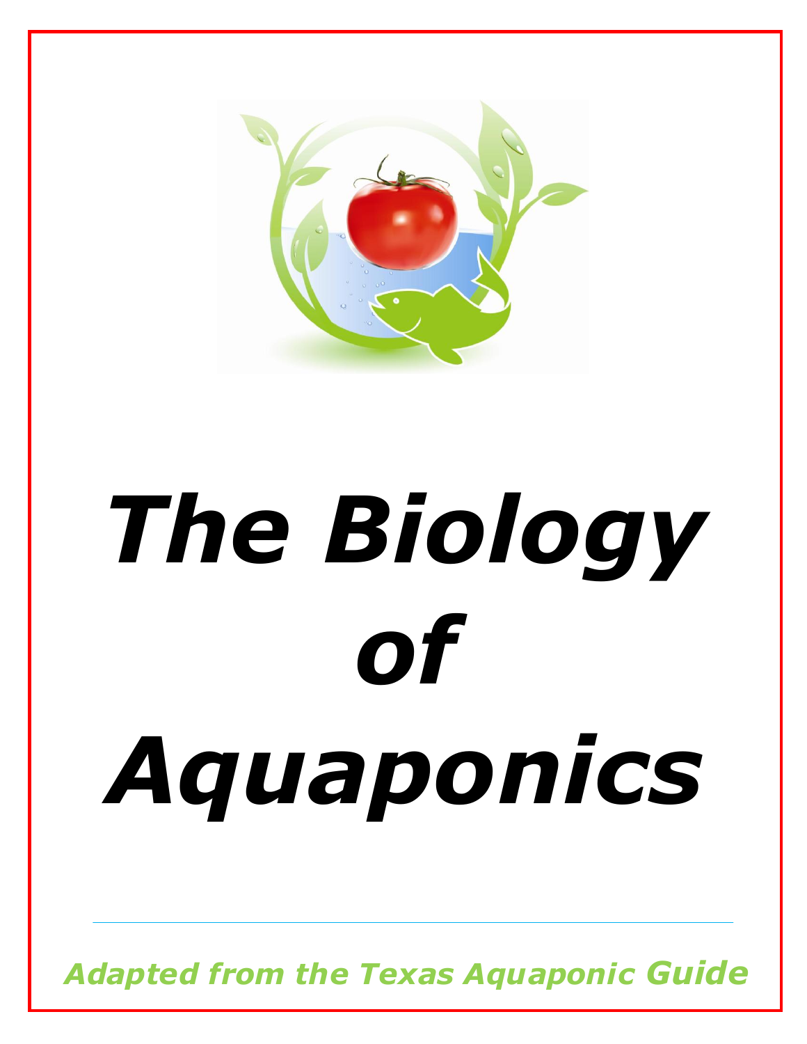# *The Biology of Aquaponics*

***Adapted from the Texas Aquaponic Guide***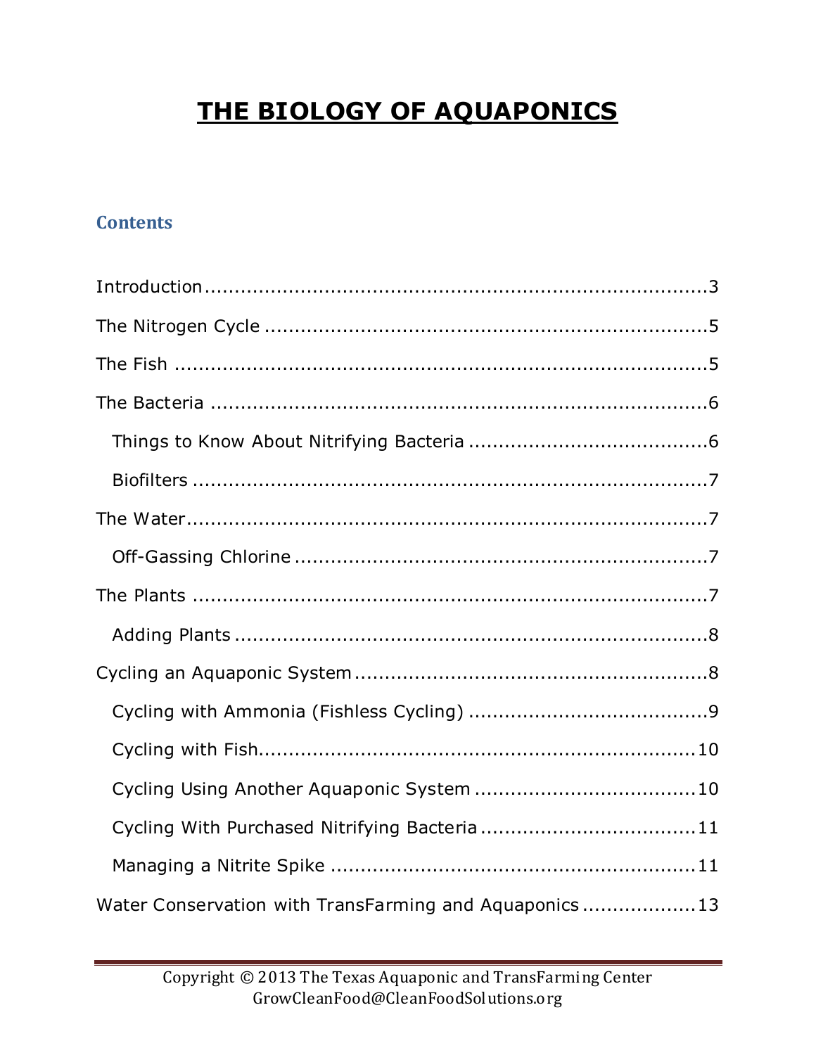# THE BIOLOGY OF AQUAPONICS

## Contents

- Introduction ..................................................................... 3
- The Nitrogen Cycle ........................................................... 5
- The Fish ............................................................................ 5
- The Bacteria ..................................................................... 6
  - Things to Know About Nitrifying Bacteria ........................ 6
  - Biofilters ...................................................................... 7
- The Water ......................................................................... 7
  - Off-Gassing Chlorine ..................................................... 7
- The Plants ......................................................................... 7
  - Adding Plants ................................................................ 8
- Cycling an Aquaponic System .......................................... 8
  - Cycling with Ammonia (Fishless Cycling) ........................ 9
  - Cycling with Fish ........................................................... 10
  - Cycling Using Another Aquaponic System ..................... 10
  - Cycling With Purchased Nitrifying Bacteria .................... 11
  - Managing a Nitrite Spike ............................................... 11
- Water Conservation with TransFarming and Aquaponics .................. 13

Copyright © 2013 The Texas Aquaponic and TransFarming Center
GrowCleanFood@CleanFoodSolutions.org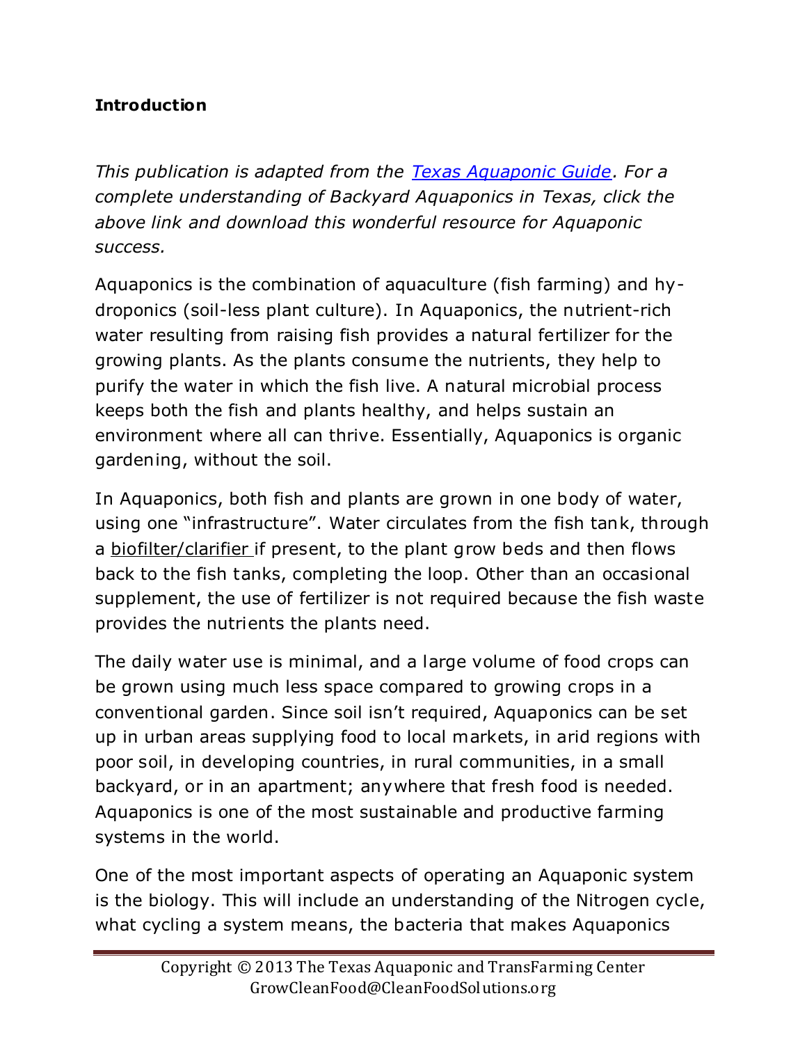**Introduction**

*This publication is adapted from the [Texas Aquaponic Guide](Texas Aquaponic Guide). For a complete understanding of Backyard Aquaponics in Texas, click the above link and download this wonderful resource for Aquaponic success.*

Aquaponics is the combination of aquaculture (fish farming) and hydroponics (soil-less plant culture). In Aquaponics, the nutrient-rich water resulting from raising fish provides a natural fertilizer for the growing plants. As the plants consume the nutrients, they help to purify the water in which the fish live. A natural microbial process keeps both the fish and plants healthy, and helps sustain an environment where all can thrive. Essentially, Aquaponics is organic gardening, without the soil.

In Aquaponics, both fish and plants are grown in one body of water, using one "infrastructure". Water circulates from the fish tank, through a biofilter/clarifier if present, to the plant grow beds and then flows back to the fish tanks, completing the loop. Other than an occasional supplement, the use of fertilizer is not required because the fish waste provides the nutrients the plants need.

The daily water use is minimal, and a large volume of food crops can be grown using much less space compared to growing crops in a conventional garden. Since soil isn't required, Aquaponics can be set up in urban areas supplying food to local markets, in arid regions with poor soil, in developing countries, in rural communities, in a small backyard, or in an apartment; anywhere that fresh food is needed. Aquaponics is one of the most sustainable and productive farming systems in the world.

One of the most important aspects of operating an Aquaponic system is the biology. This will include an understanding of the Nitrogen cycle, what cycling a system means, the bacteria that makes Aquaponics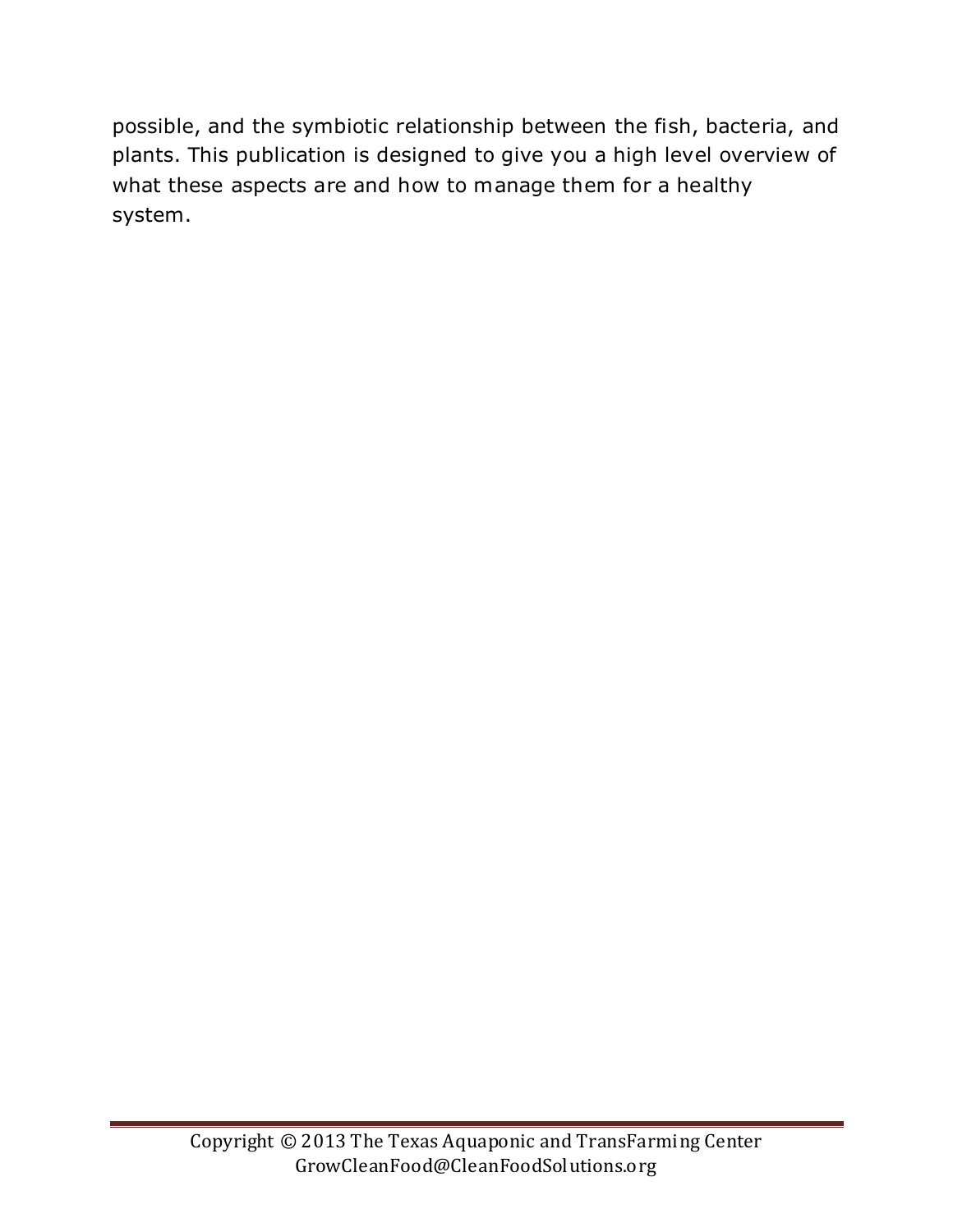possible, and the symbiotic relationship between the fish, bacteria, and plants. This publication is designed to give you a high level overview of what these aspects are and how to manage them for a healthy system.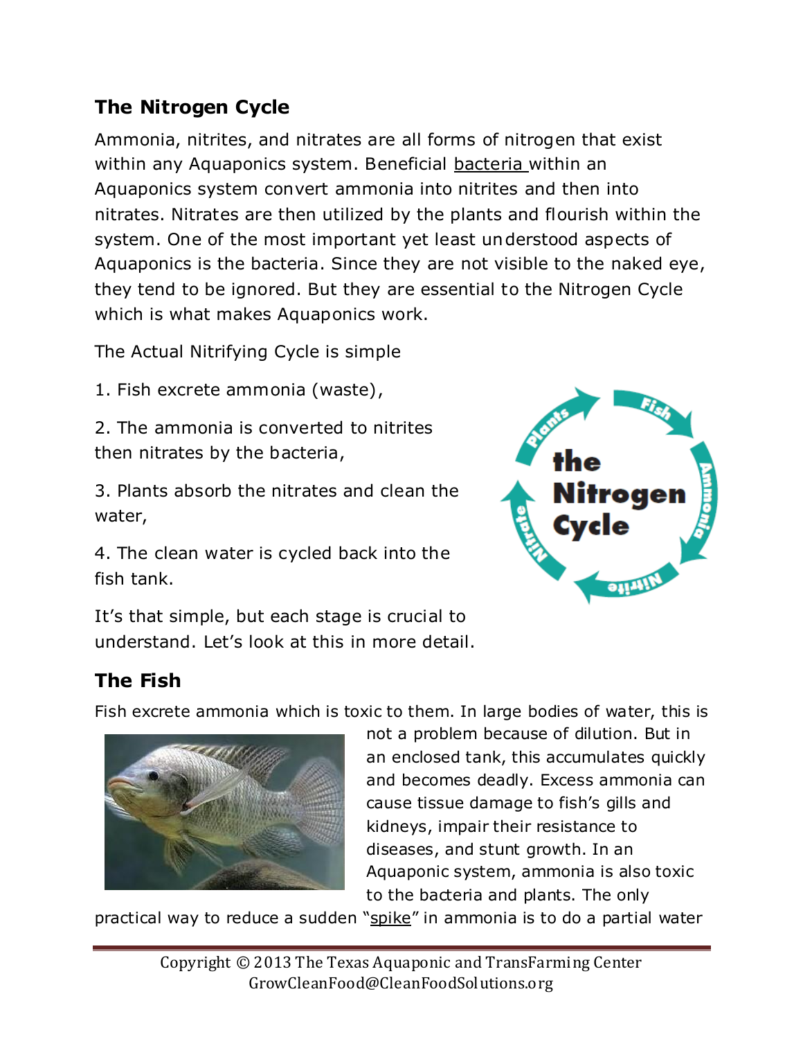## The Nitrogen Cycle

Ammonia, nitrites, and nitrates are all forms of nitrogen that exist within any Aquaponics system. Beneficial bacteria within an Aquaponics system convert ammonia into nitrites and then into nitrates. Nitrates are then utilized by the plants and flourish within the system. One of the most important yet least understood aspects of Aquaponics is the bacteria. Since they are not visible to the naked eye, they tend to be ignored. But they are essential to the Nitrogen Cycle which is what makes Aquaponics work.

The Actual Nitrifying Cycle is simple

1. Fish excrete ammonia (waste),

2. The ammonia is converted to nitrites then nitrates by the bacteria,

3. Plants absorb the nitrates and clean the water,

4. The clean water is cycled back into the fish tank.

It's that simple, but each stage is crucial to understand. Let's look at this in more detail.

## The Fish

Fish excrete ammonia which is toxic to them. In large bodies of water, this is not a problem because of dilution. But in an enclosed tank, this accumulates quickly and becomes deadly. Excess ammonia can cause tissue damage to fish's gills and kidneys, impair their resistance to diseases, and stunt growth. In an Aquaponic system, ammonia is also toxic to the bacteria and plants. The only practical way to reduce a sudden "spike" in ammonia is to do a partial water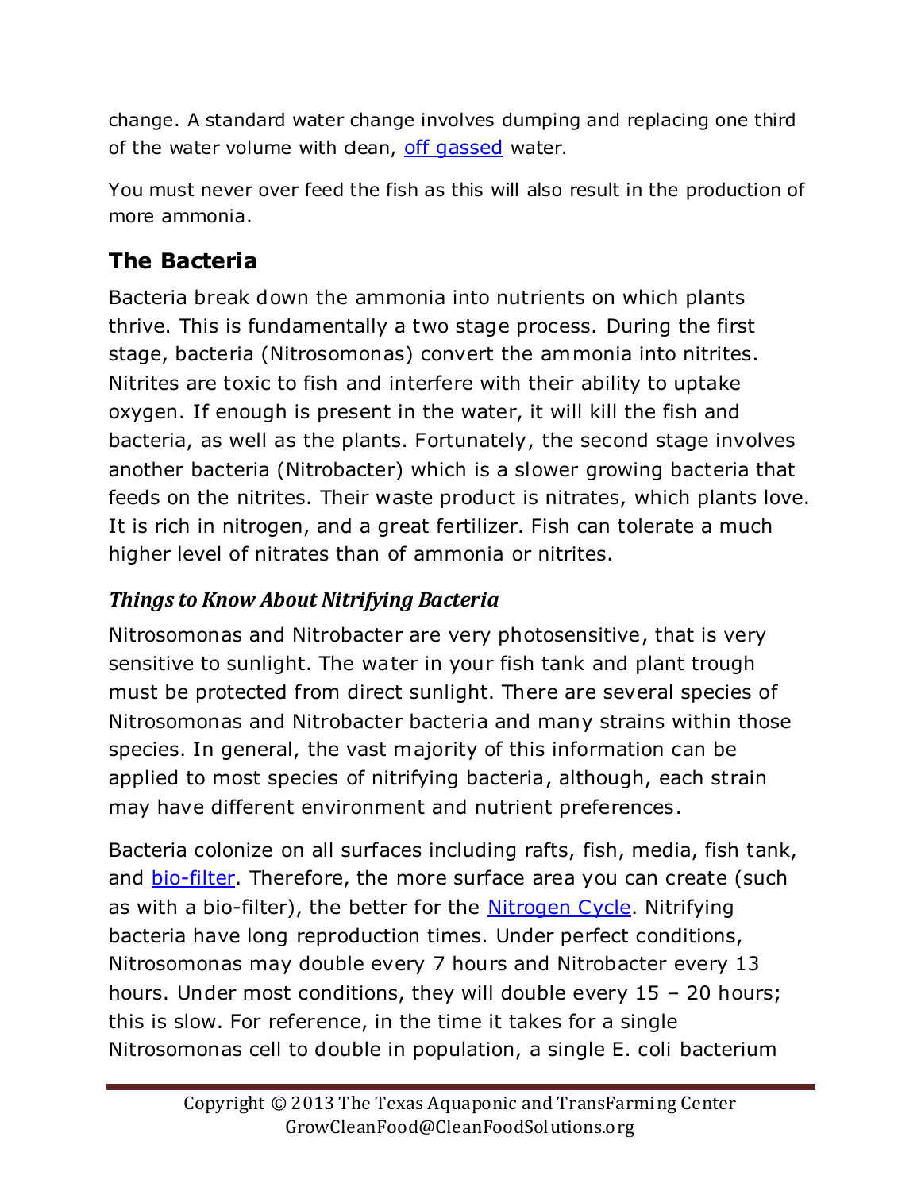change. A standard water change involves dumping and replacing one third of the water volume with clean, off gassed water.

You must never over feed the fish as this will also result in the production of more ammonia.

## The Bacteria

Bacteria break down the ammonia into nutrients on which plants thrive. This is fundamentally a two stage process. During the first stage, bacteria (Nitrosomonas) convert the ammonia into nitrites. Nitrites are toxic to fish and interfere with their ability to uptake oxygen. If enough is present in the water, it will kill the fish and bacteria, as well as the plants. Fortunately, the second stage involves another bacteria (Nitrobacter) which is a slower growing bacteria that feeds on the nitrites. Their waste product is nitrates, which plants love. It is rich in nitrogen, and a great fertilizer. Fish can tolerate a much higher level of nitrates than of ammonia or nitrites.

### *Things to Know About Nitrifying Bacteria*

Nitrosomonas and Nitrobacter are very photosensitive, that is very sensitive to sunlight. The water in your fish tank and plant trough must be protected from direct sunlight. There are several species of Nitrosomonas and Nitrobacter bacteria and many strains within those species. In general, the vast majority of this information can be applied to most species of nitrifying bacteria, although, each strain may have different environment and nutrient preferences.

Bacteria colonize on all surfaces including rafts, fish, media, fish tank, and bio-filter. Therefore, the more surface area you can create (such as with a bio-filter), the better for the Nitrogen Cycle. Nitrifying bacteria have long reproduction times. Under perfect conditions, Nitrosomonas may double every 7 hours and Nitrobacter every 13 hours. Under most conditions, they will double every 15 – 20 hours; this is slow. For reference, in the time it takes for a single Nitrosomonas cell to double in population, a single E. coli bacterium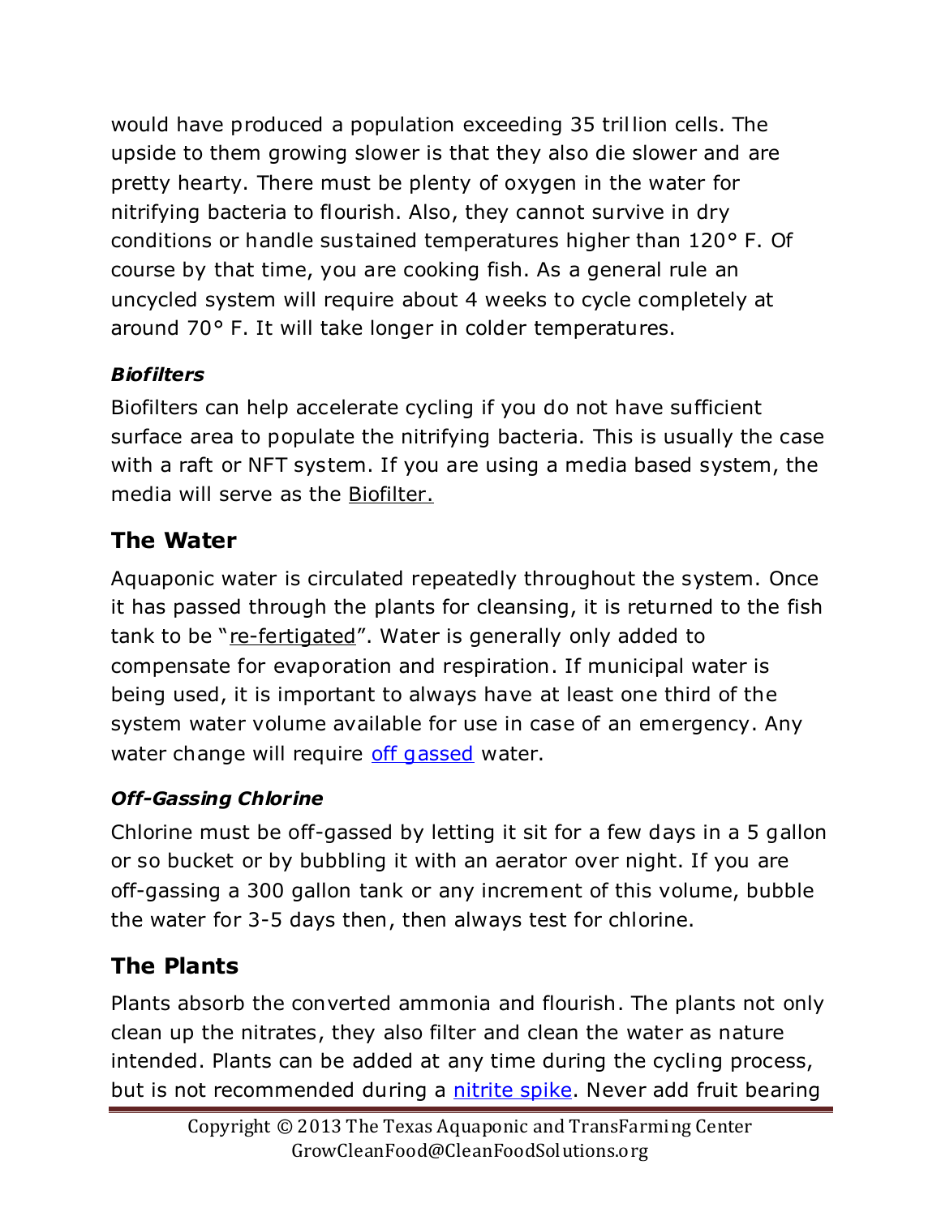would have produced a population exceeding 35 trillion cells. The upside to them growing slower is that they also die slower and are pretty hearty. There must be plenty of oxygen in the water for nitrifying bacteria to flourish. Also, they cannot survive in dry conditions or handle sustained temperatures higher than 120° F. Of course by that time, you are cooking fish. As a general rule an uncycled system will require about 4 weeks to cycle completely at around 70° F. It will take longer in colder temperatures.

### *Biofilters*

Biofilters can help accelerate cycling if you do not have sufficient surface area to populate the nitrifying bacteria. This is usually the case with a raft or NFT system. If you are using a media based system, the media will serve as the Biofilter.

## The Water

Aquaponic water is circulated repeatedly throughout the system. Once it has passed through the plants for cleansing, it is returned to the fish tank to be "re-fertigated". Water is generally only added to compensate for evaporation and respiration. If municipal water is being used, it is important to always have at least one third of the system water volume available for use in case of an emergency. Any water change will require off gassed water.

### *Off-Gassing Chlorine*

Chlorine must be off-gassed by letting it sit for a few days in a 5 gallon or so bucket or by bubbling it with an aerator over night. If you are off-gassing a 300 gallon tank or any increment of this volume, bubble the water for 3-5 days then, then always test for chlorine.

## The Plants

Plants absorb the converted ammonia and flourish. The plants not only clean up the nitrates, they also filter and clean the water as nature intended. Plants can be added at any time during the cycling process, but is not recommended during a nitrite spike. Never add fruit bearing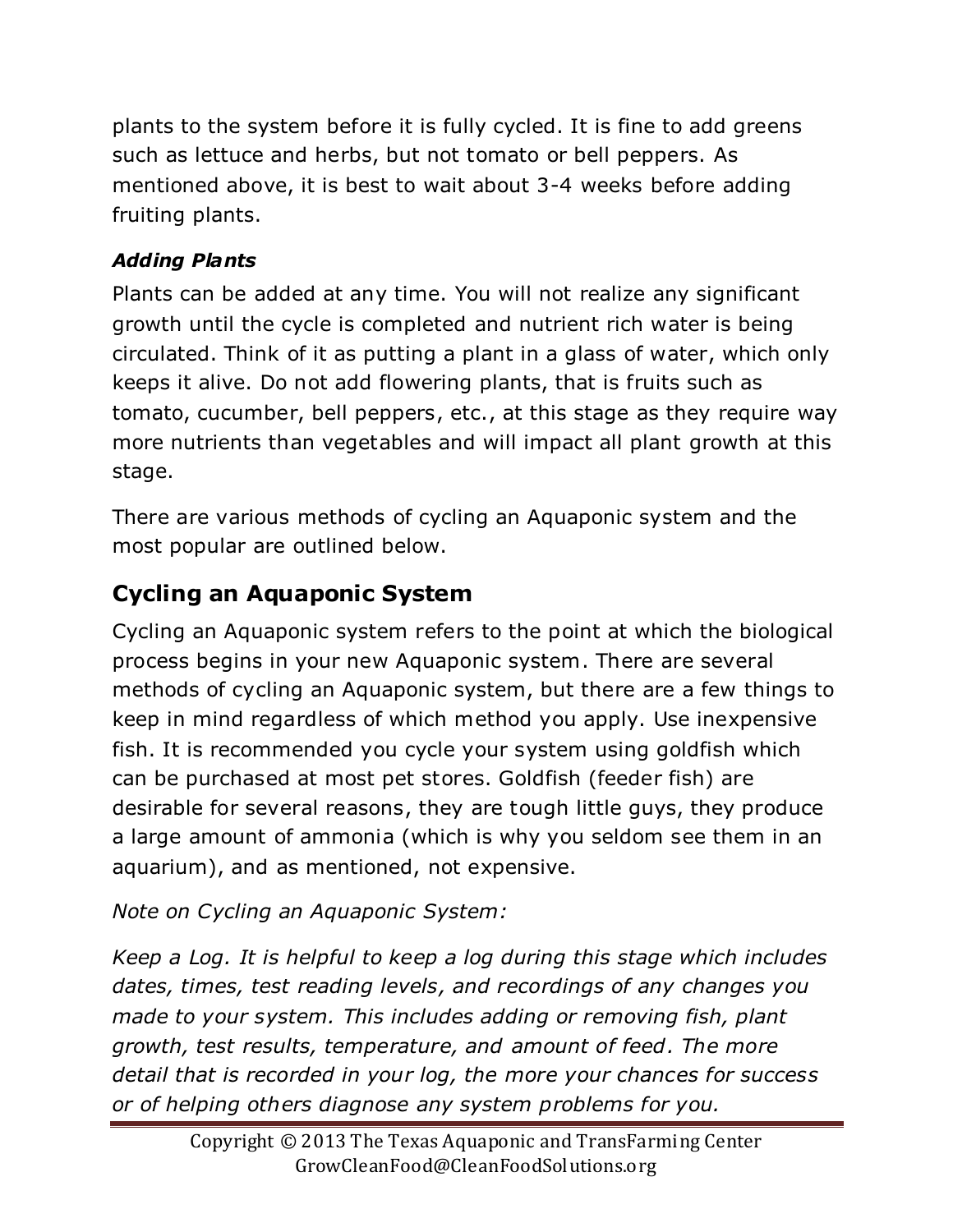plants to the system before it is fully cycled. It is fine to add greens such as lettuce and herbs, but not tomato or bell peppers. As mentioned above, it is best to wait about 3-4 weeks before adding fruiting plants.

***Adding Plants***

Plants can be added at any time. You will not realize any significant growth until the cycle is completed and nutrient rich water is being circulated. Think of it as putting a plant in a glass of water, which only keeps it alive. Do not add flowering plants, that is fruits such as tomato, cucumber, bell peppers, etc., at this stage as they require way more nutrients than vegetables and will impact all plant growth at this stage.

There are various methods of cycling an Aquaponic system and the most popular are outlined below.

## Cycling an Aquaponic System

Cycling an Aquaponic system refers to the point at which the biological process begins in your new Aquaponic system. There are several methods of cycling an Aquaponic system, but there are a few things to keep in mind regardless of which method you apply. Use inexpensive fish. It is recommended you cycle your system using goldfish which can be purchased at most pet stores. Goldfish (feeder fish) are desirable for several reasons, they are tough little guys, they produce a large amount of ammonia (which is why you seldom see them in an aquarium), and as mentioned, not expensive.

*Note on Cycling an Aquaponic System:*

*Keep a Log. It is helpful to keep a log during this stage which includes dates, times, test reading levels, and recordings of any changes you made to your system. This includes adding or removing fish, plant growth, test results, temperature, and amount of feed. The more detail that is recorded in your log, the more your chances for success or of helping others diagnose any system problems for you.*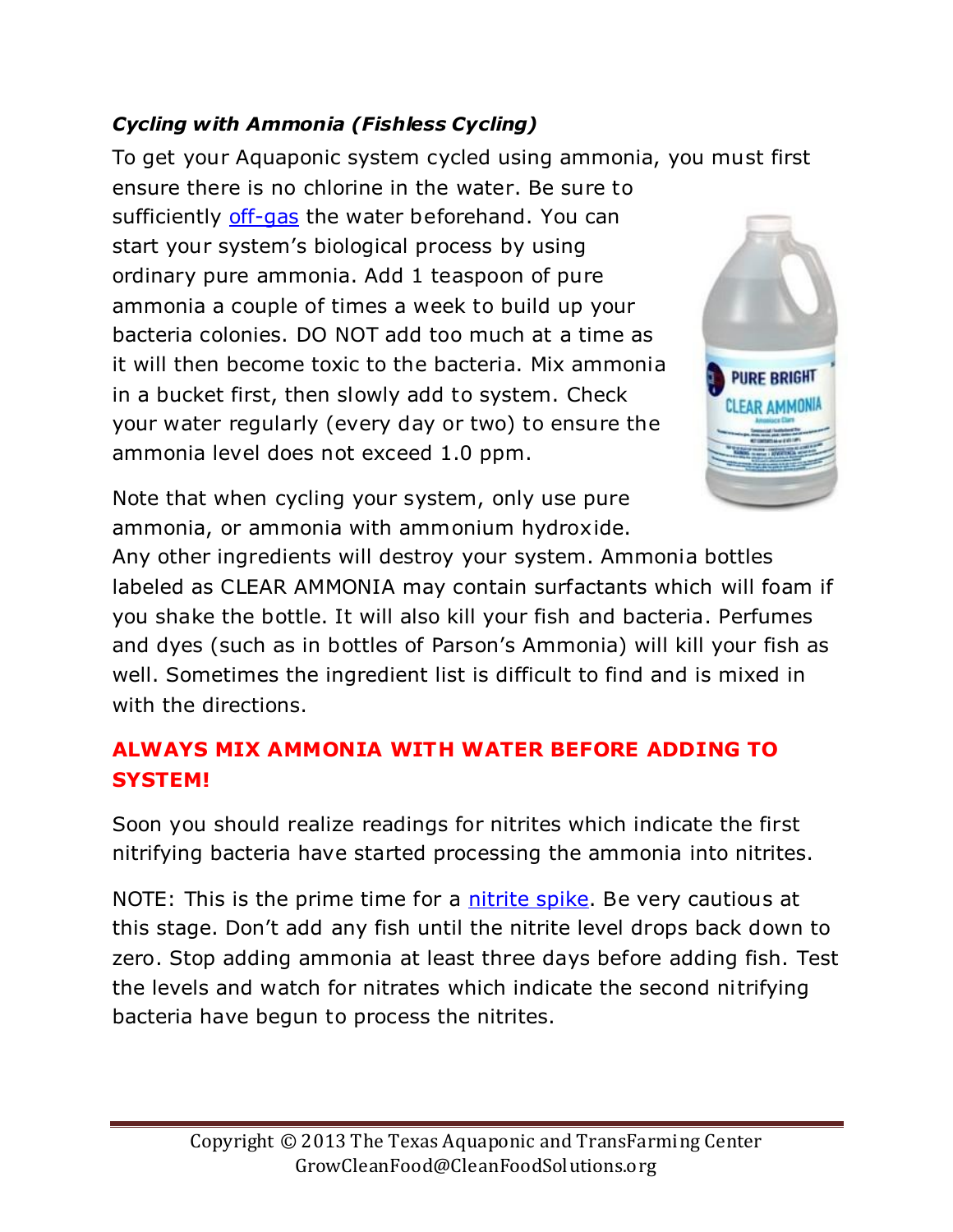***Cycling with Ammonia (Fishless Cycling)***

To get your Aquaponic system cycled using ammonia, you must first ensure there is no chlorine in the water. Be sure to sufficiently off-gas the water beforehand. You can start your system's biological process by using ordinary pure ammonia. Add 1 teaspoon of pure ammonia a couple of times a week to build up your bacteria colonies. DO NOT add too much at a time as it will then become toxic to the bacteria. Mix ammonia in a bucket first, then slowly add to system. Check your water regularly (every day or two) to ensure the ammonia level does not exceed 1.0 ppm.

Note that when cycling your system, only use pure ammonia, or ammonia with ammonium hydroxide. Any other ingredients will destroy your system. Ammonia bottles labeled as CLEAR AMMONIA may contain surfactants which will foam if you shake the bottle. It will also kill your fish and bacteria. Perfumes and dyes (such as in bottles of Parson's Ammonia) will kill your fish as well. Sometimes the ingredient list is difficult to find and is mixed in with the directions.

**ALWAYS MIX AMMONIA WITH WATER BEFORE ADDING TO SYSTEM!**

Soon you should realize readings for nitrites which indicate the first nitrifying bacteria have started processing the ammonia into nitrites.

NOTE: This is the prime time for a nitrite spike. Be very cautious at this stage. Don't add any fish until the nitrite level drops back down to zero. Stop adding ammonia at least three days before adding fish. Test the levels and watch for nitrates which indicate the second nitrifying bacteria have begun to process the nitrites.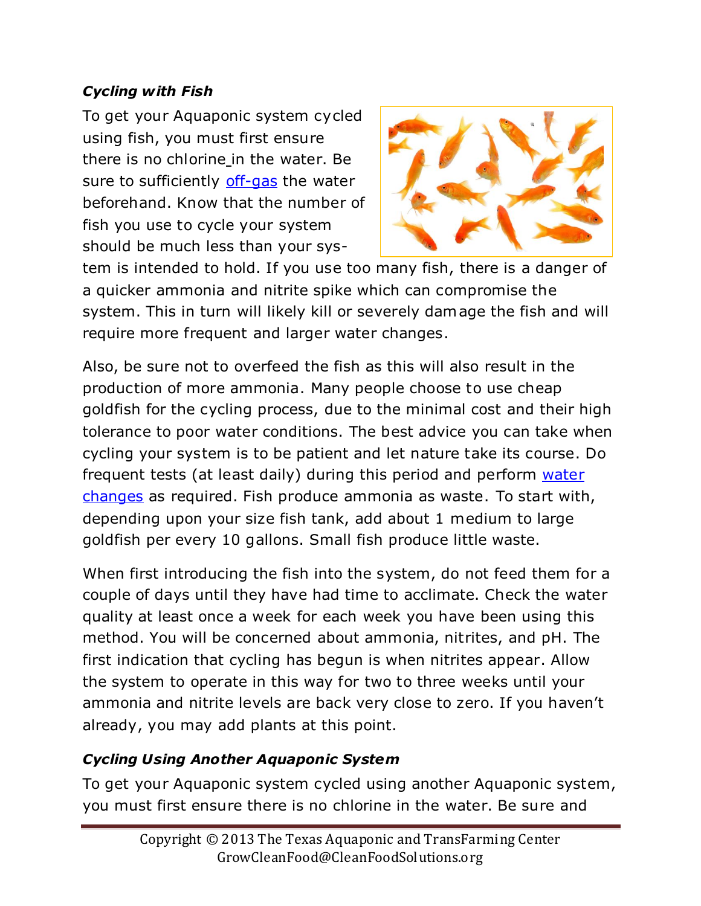### *Cycling with Fish*

To get your Aquaponic system cycled using fish, you must first ensure there is no chlorine in the water. Be sure to sufficiently [off-gas] the water beforehand. Know that the number of fish you use to cycle your system should be much less than your system is intended to hold. If you use too many fish, there is a danger of a quicker ammonia and nitrite spike which can compromise the system. This in turn will likely kill or severely damage the fish and will require more frequent and larger water changes.

Also, be sure not to overfeed the fish as this will also result in the production of more ammonia. Many people choose to use cheap goldfish for the cycling process, due to the minimal cost and their high tolerance to poor water conditions. The best advice you can take when cycling your system is to be patient and let nature take its course. Do frequent tests (at least daily) during this period and perform [water changes] as required. Fish produce ammonia as waste. To start with, depending upon your size fish tank, add about 1 medium to large goldfish per every 10 gallons. Small fish produce little waste.

When first introducing the fish into the system, do not feed them for a couple of days until they have had time to acclimate. Check the water quality at least once a week for each week you have been using this method. You will be concerned about ammonia, nitrites, and pH. The first indication that cycling has begun is when nitrites appear. Allow the system to operate in this way for two to three weeks until your ammonia and nitrite levels are back very close to zero. If you haven't already, you may add plants at this point.

### *Cycling Using Another Aquaponic System*

To get your Aquaponic system cycled using another Aquaponic system, you must first ensure there is no chlorine in the water. Be sure and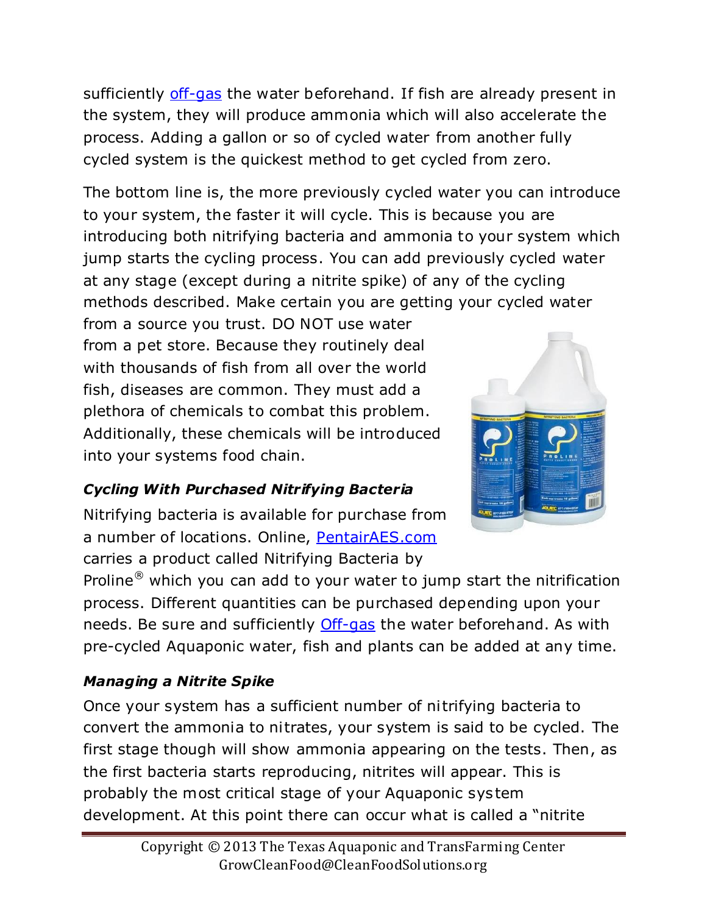sufficiently off-gas the water beforehand. If fish are already present in the system, they will produce ammonia which will also accelerate the process. Adding a gallon or so of cycled water from another fully cycled system is the quickest method to get cycled from zero.

The bottom line is, the more previously cycled water you can introduce to your system, the faster it will cycle. This is because you are introducing both nitrifying bacteria and ammonia to your system which jump starts the cycling process. You can add previously cycled water at any stage (except during a nitrite spike) of any of the cycling methods described. Make certain you are getting your cycled water from a source you trust. DO NOT use water from a pet store. Because they routinely deal with thousands of fish from all over the world fish, diseases are common. They must add a plethora of chemicals to combat this problem. Additionally, these chemicals will be introduced into your systems food chain.

### *Cycling With Purchased Nitrifying Bacteria*

Nitrifying bacteria is available for purchase from a number of locations. Online, PentairAES.com carries a product called Nitrifying Bacteria by Proline® which you can add to your water to jump start the nitrification process. Different quantities can be purchased depending upon your needs. Be sure and sufficiently Off-gas the water beforehand. As with pre-cycled Aquaponic water, fish and plants can be added at any time.

### *Managing a Nitrite Spike*

Once your system has a sufficient number of nitrifying bacteria to convert the ammonia to nitrates, your system is said to be cycled. The first stage though will show ammonia appearing on the tests. Then, as the first bacteria starts reproducing, nitrites will appear. This is probably the most critical stage of your Aquaponic system development. At this point there can occur what is called a "nitrite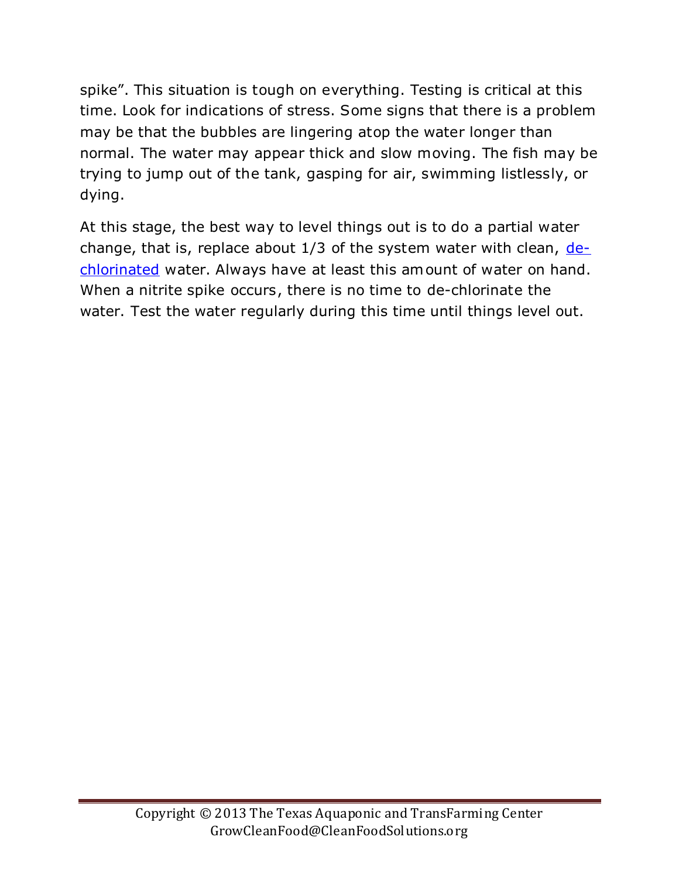spike". This situation is tough on everything. Testing is critical at this time. Look for indications of stress. Some signs that there is a problem may be that the bubbles are lingering atop the water longer than normal. The water may appear thick and slow moving. The fish may be trying to jump out of the tank, gasping for air, swimming listlessly, or dying.

At this stage, the best way to level things out is to do a partial water change, that is, replace about 1/3 of the system water with clean, de-chlorinated water. Always have at least this amount of water on hand. When a nitrite spike occurs, there is no time to de-chlorinate the water. Test the water regularly during this time until things level out.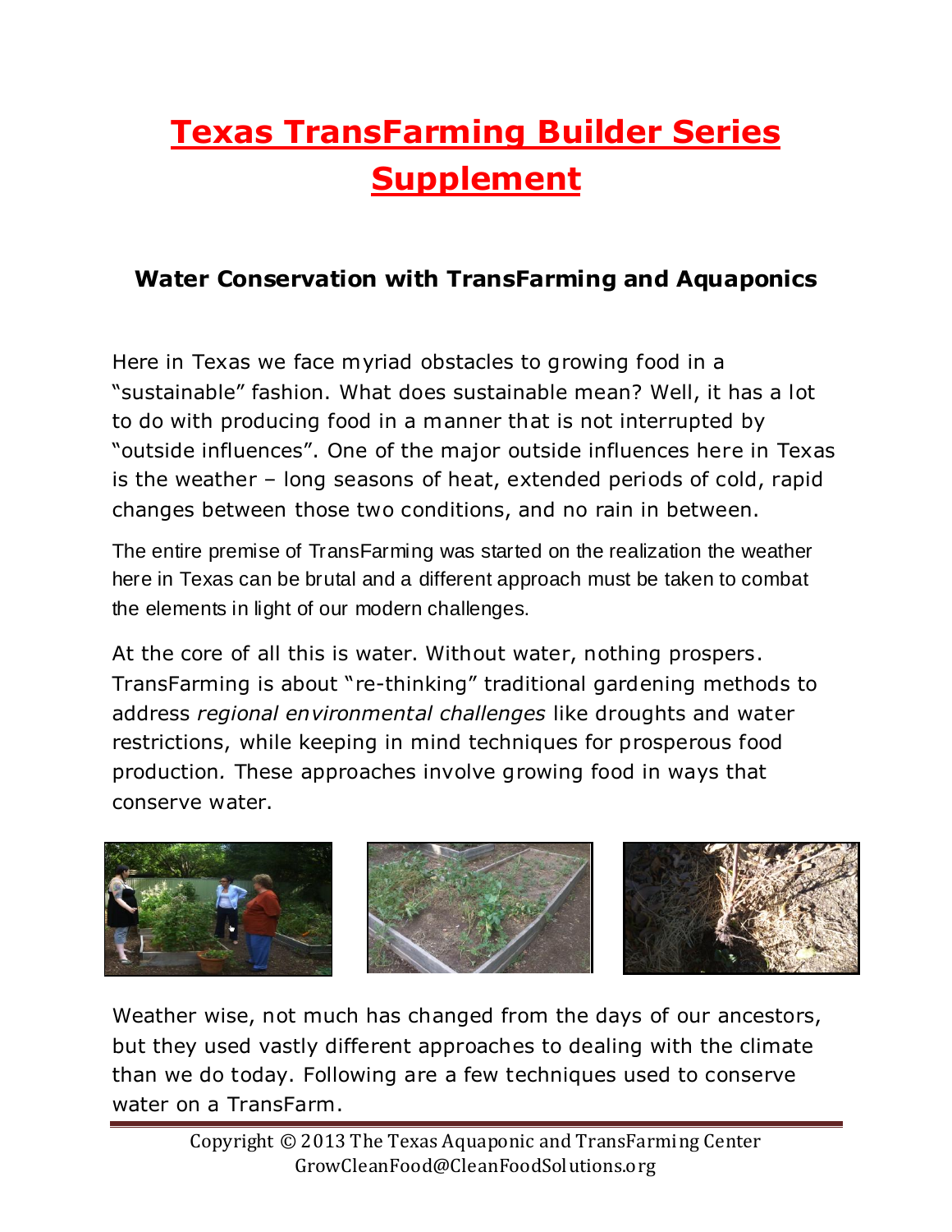# Texas TransFarming Builder Series Supplement

### Water Conservation with TransFarming and Aquaponics

Here in Texas we face myriad obstacles to growing food in a "sustainable" fashion. What does sustainable mean? Well, it has a lot to do with producing food in a manner that is not interrupted by "outside influences". One of the major outside influences here in Texas is the weather – long seasons of heat, extended periods of cold, rapid changes between those two conditions, and no rain in between.

The entire premise of TransFarming was started on the realization the weather here in Texas can be brutal and a different approach must be taken to combat the elements in light of our modern challenges.

At the core of all this is water. Without water, nothing prospers. TransFarming is about "re-thinking" traditional gardening methods to address *regional environmental challenges* like droughts and water restrictions, while keeping in mind techniques for prosperous food production. These approaches involve growing food in ways that conserve water.

Weather wise, not much has changed from the days of our ancestors, but they used vastly different approaches to dealing with the climate than we do today. Following are a few techniques used to conserve water on a TransFarm.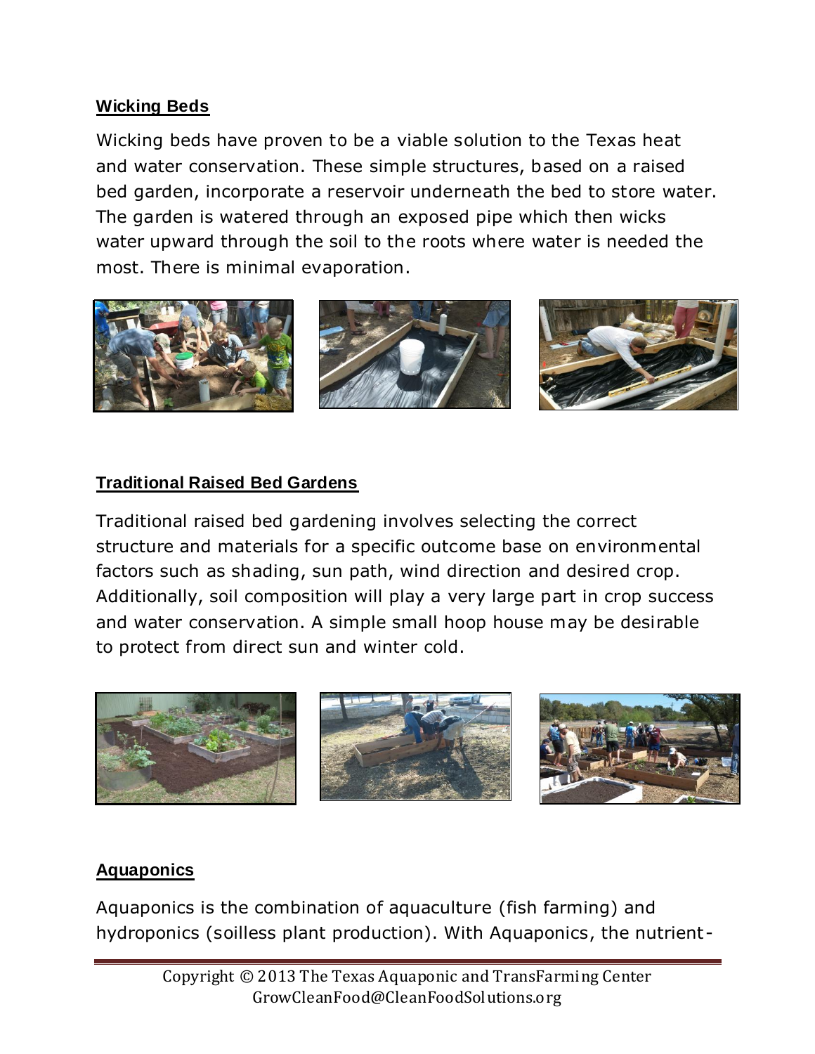**Wicking Beds**

Wicking beds have proven to be a viable solution to the Texas heat and water conservation. These simple structures, based on a raised bed garden, incorporate a reservoir underneath the bed to store water. The garden is watered through an exposed pipe which then wicks water upward through the soil to the roots where water is needed the most. There is minimal evaporation.

**Traditional Raised Bed Gardens**

Traditional raised bed gardening involves selecting the correct structure and materials for a specific outcome base on environmental factors such as shading, sun path, wind direction and desired crop. Additionally, soil composition will play a very large part in crop success and water conservation. A simple small hoop house may be desirable to protect from direct sun and winter cold.

**Aquaponics**

Aquaponics is the combination of aquaculture (fish farming) and hydroponics (soilless plant production). With Aquaponics, the nutrient-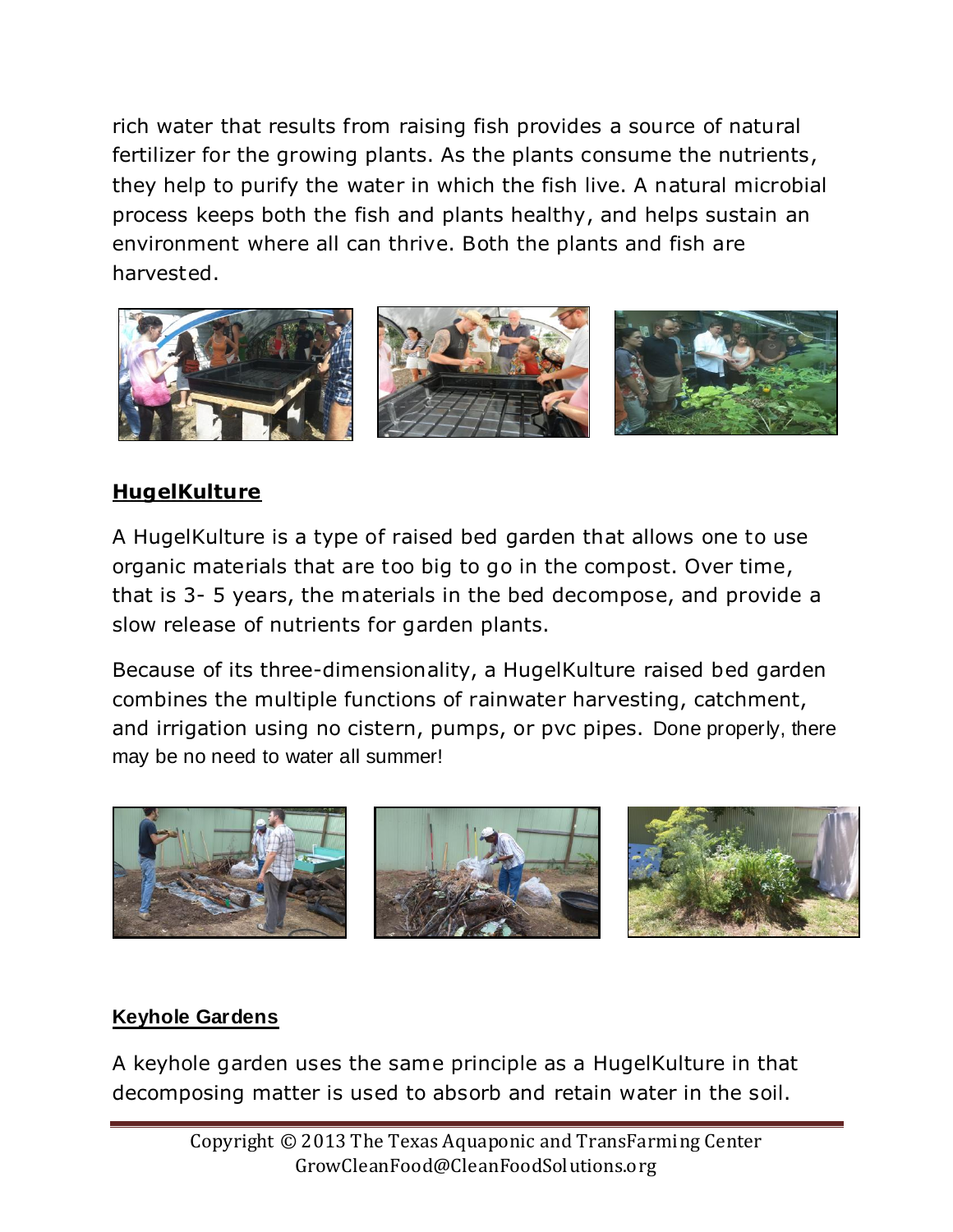rich water that results from raising fish provides a source of natural fertilizer for the growing plants. As the plants consume the nutrients, they help to purify the water in which the fish live. A natural microbial process keeps both the fish and plants healthy, and helps sustain an environment where all can thrive. Both the plants and fish are harvested.

## HugelKulture

A HugelKulture is a type of raised bed garden that allows one to use organic materials that are too big to go in the compost. Over time, that is 3- 5 years, the materials in the bed decompose, and provide a slow release of nutrients for garden plants.

Because of its three-dimensionality, a HugelKulture raised bed garden combines the multiple functions of rainwater harvesting, catchment, and irrigation using no cistern, pumps, or pvc pipes. Done properly, there may be no need to water all summer!

## Keyhole Gardens

A keyhole garden uses the same principle as a HugelKulture in that decomposing matter is used to absorb and retain water in the soil.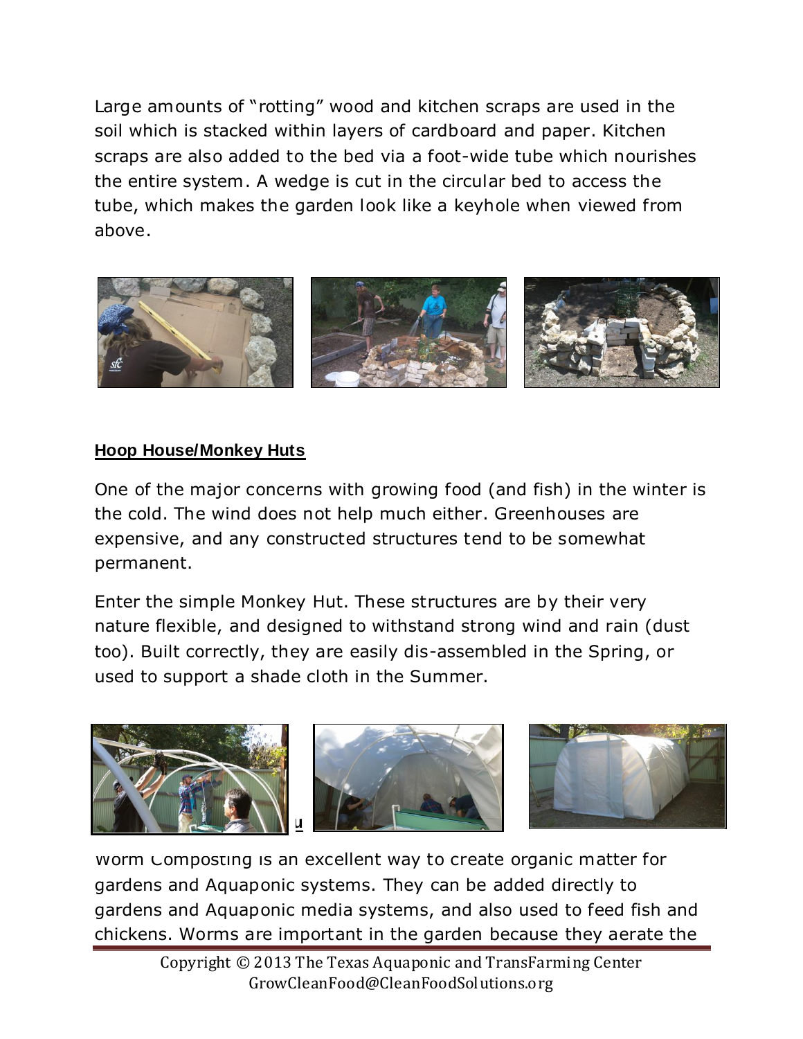Large amounts of "rotting" wood and kitchen scraps are used in the soil which is stacked within layers of cardboard and paper. Kitchen scraps are also added to the bed via a foot-wide tube which nourishes the entire system. A wedge is cut in the circular bed to access the tube, which makes the garden look like a keyhole when viewed from above.

**Hoop House/Monkey Huts**

One of the major concerns with growing food (and fish) in the winter is the cold. The wind does not help much either. Greenhouses are expensive, and any constructed structures tend to be somewhat permanent.

Enter the simple Monkey Hut. These structures are by their very nature flexible, and designed to withstand strong wind and rain (dust too). Built correctly, they are easily dis-assembled in the Spring, or used to support a shade cloth in the Summer.

Worm Composting is an excellent way to create organic matter for gardens and Aquaponic systems. They can be added directly to gardens and Aquaponic media systems, and also used to feed fish and chickens. Worms are important in the garden because they aerate the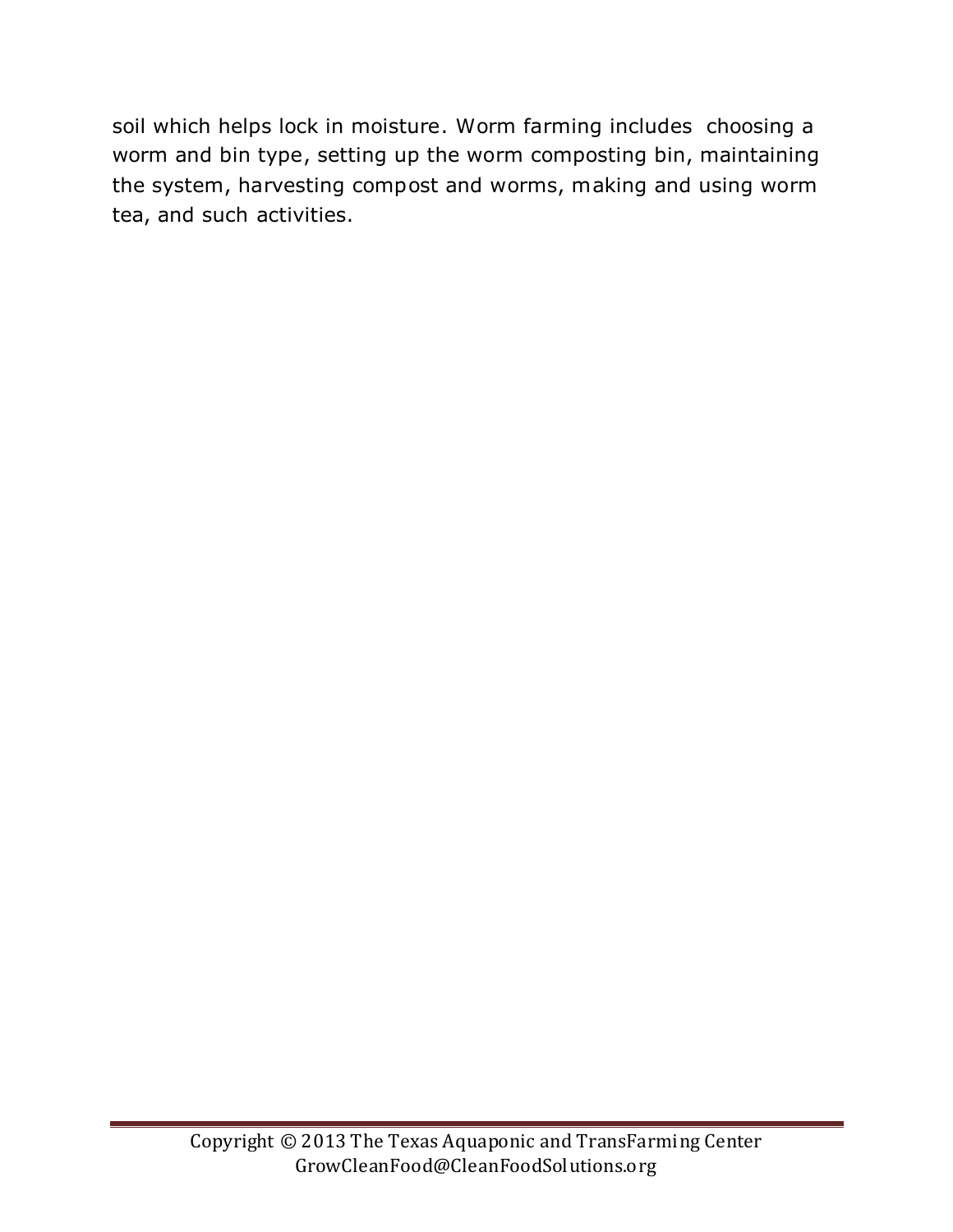soil which helps lock in moisture. Worm farming includes choosing a worm and bin type, setting up the worm composting bin, maintaining the system, harvesting compost and worms, making and using worm tea, and such activities.